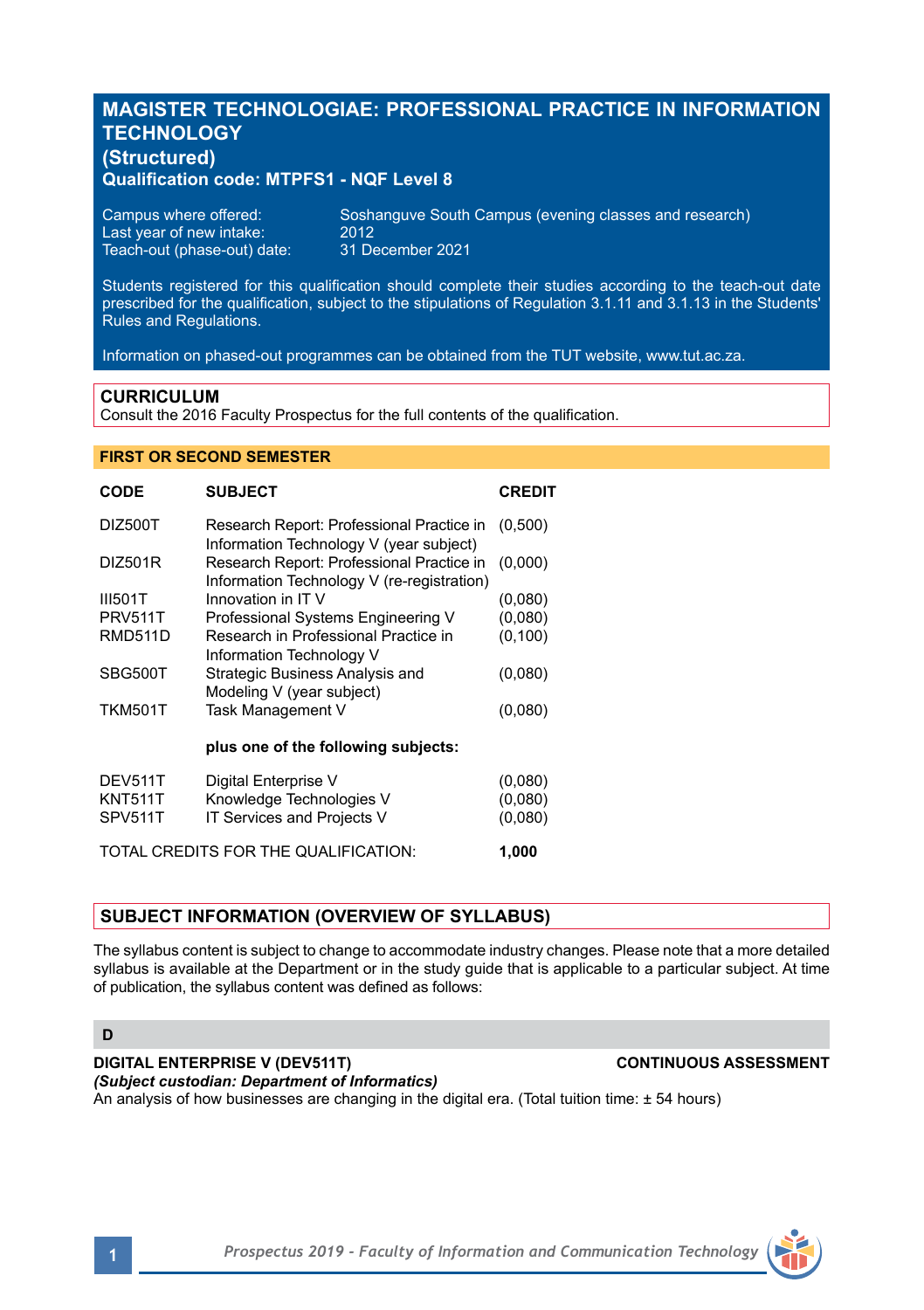# MAGISTER TECHNOLOGIAE: PROFESSIONAL PRACTICE IN INFORMATION TECHNOLOGY (Structured)

**Qualification code: MTPFS1 - NQF Level 8**

Campus where offered: Soshanguve South Campus (evening classes and research)
Last year of new intake: 2012
Teach-out (phase-out) date: 31 December 2021

Students registered for this qualification should complete their studies according to the teach-out date prescribed for the qualification, subject to the stipulations of Regulation 3.1.11 and 3.1.13 in the Students' Rules and Regulations.

Information on phased-out programmes can be obtained from the TUT website, www.tut.ac.za.

## CURRICULUM

Consult the 2016 Faculty Prospectus for the full contents of the qualification.

### FIRST OR SECOND SEMESTER

| CODE | SUBJECT | CREDIT |
|---|---|---|
| DIZ500T | Research Report: Professional Practice in Information Technology V (year subject) | (0,500) |
| DIZ501R | Research Report: Professional Practice in Information Technology V (re-registration) | (0,000) |
| III501T | Innovation in IT V | (0,080) |
| PRV511T | Professional Systems Engineering V | (0,080) |
| RMD511D | Research in Professional Practice in Information Technology V | (0,100) |
| SBG500T | Strategic Business Analysis and Modeling V (year subject) | (0,080) |
| TKM501T | Task Management V | (0,080) |
| | **plus one of the following subjects:** | |
| DEV511T | Digital Enterprise V | (0,080) |
| KNT511T | Knowledge Technologies V | (0,080) |
| SPV511T | IT Services and Projects V | (0,080) |
| TOTAL CREDITS FOR THE QUALIFICATION: | | **1,000** |

## SUBJECT INFORMATION (OVERVIEW OF SYLLABUS)

The syllabus content is subject to change to accommodate industry changes. Please note that a more detailed syllabus is available at the Department or in the study guide that is applicable to a particular subject. At time of publication, the syllabus content was defined as follows:

### D

**DIGITAL ENTERPRISE V (DEV511T)** — **CONTINUOUS ASSESSMENT**
***(Subject custodian: Department of Informatics)***
An analysis of how businesses are changing in the digital era. (Total tuition time: ± 54 hours)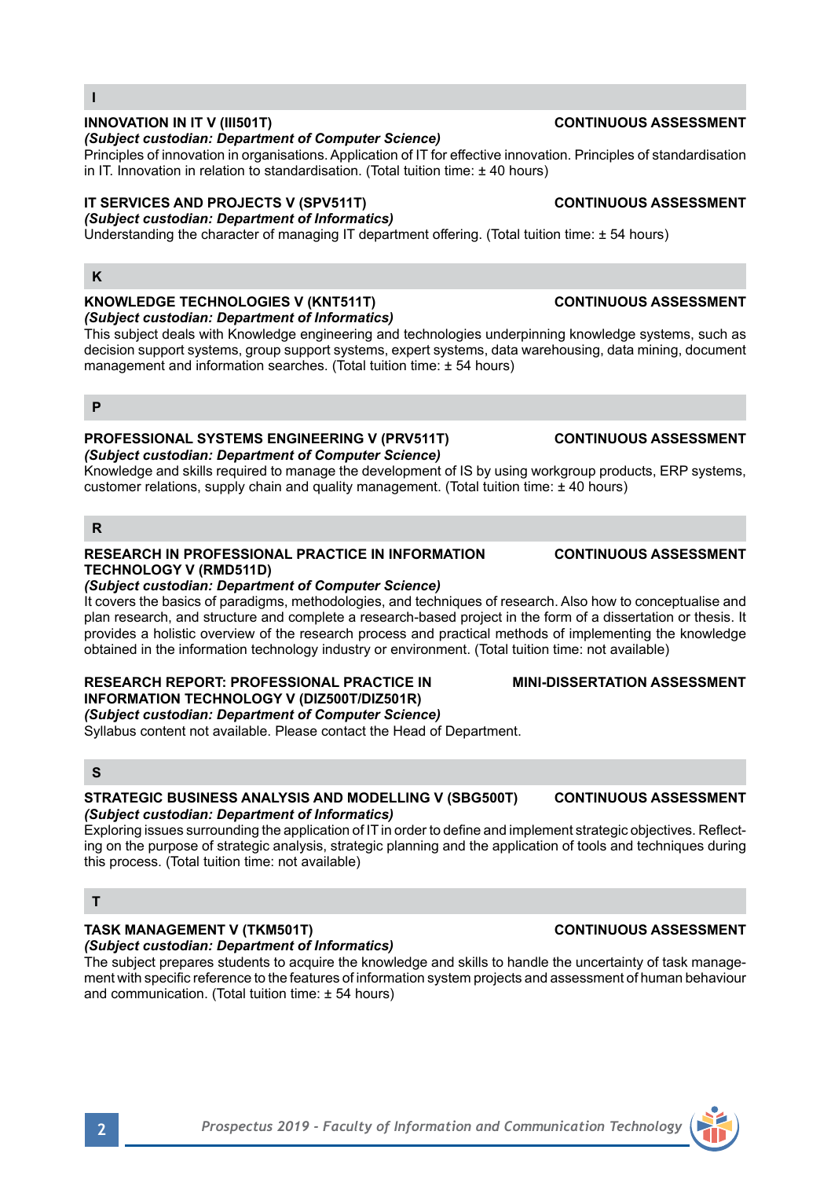## I

**INNOVATION IN IT V (III501T)** **CONTINUOUS ASSESSMENT**

***(Subject custodian: Department of Computer Science)***

Principles of innovation in organisations. Application of IT for effective innovation. Principles of standardisation in IT. Innovation in relation to standardisation. (Total tuition time: ± 40 hours)

**IT SERVICES AND PROJECTS V (SPV511T)** **CONTINUOUS ASSESSMENT**

***(Subject custodian: Department of Informatics)***

Understanding the character of managing IT department offering. (Total tuition time: ± 54 hours)

## K

**KNOWLEDGE TECHNOLOGIES V (KNT511T)** **CONTINUOUS ASSESSMENT**

***(Subject custodian: Department of Informatics)***

This subject deals with Knowledge engineering and technologies underpinning knowledge systems, such as decision support systems, group support systems, expert systems, data warehousing, data mining, document management and information searches. (Total tuition time: ± 54 hours)

## P

**PROFESSIONAL SYSTEMS ENGINEERING V (PRV511T)** **CONTINUOUS ASSESSMENT**

***(Subject custodian: Department of Computer Science)***

Knowledge and skills required to manage the development of IS by using workgroup products, ERP systems, customer relations, supply chain and quality management. (Total tuition time: ± 40 hours)

## R

**RESEARCH IN PROFESSIONAL PRACTICE IN INFORMATION TECHNOLOGY V (RMD511D)** **CONTINUOUS ASSESSMENT**

***(Subject custodian: Department of Computer Science)***

It covers the basics of paradigms, methodologies, and techniques of research. Also how to conceptualise and plan research, and structure and complete a research-based project in the form of a dissertation or thesis. It provides a holistic overview of the research process and practical methods of implementing the knowledge obtained in the information technology industry or environment. (Total tuition time: not available)

**RESEARCH REPORT: PROFESSIONAL PRACTICE IN INFORMATION TECHNOLOGY V (DIZ500T/DIZ501R)** **MINI-DISSERTATION ASSESSMENT**

***(Subject custodian: Department of Computer Science)***

Syllabus content not available. Please contact the Head of Department.

## S

**STRATEGIC BUSINESS ANALYSIS AND MODELLING V (SBG500T)** **CONTINUOUS ASSESSMENT**

***(Subject custodian: Department of Informatics)***

Exploring issues surrounding the application of IT in order to define and implement strategic objectives. Reflecting on the purpose of strategic analysis, strategic planning and the application of tools and techniques during this process. (Total tuition time: not available)

## T

**TASK MANAGEMENT V (TKM501T)** **CONTINUOUS ASSESSMENT**

***(Subject custodian: Department of Informatics)***

The subject prepares students to acquire the knowledge and skills to handle the uncertainty of task management with specific reference to the features of information system projects and assessment of human behaviour and communication. (Total tuition time: ± 54 hours)